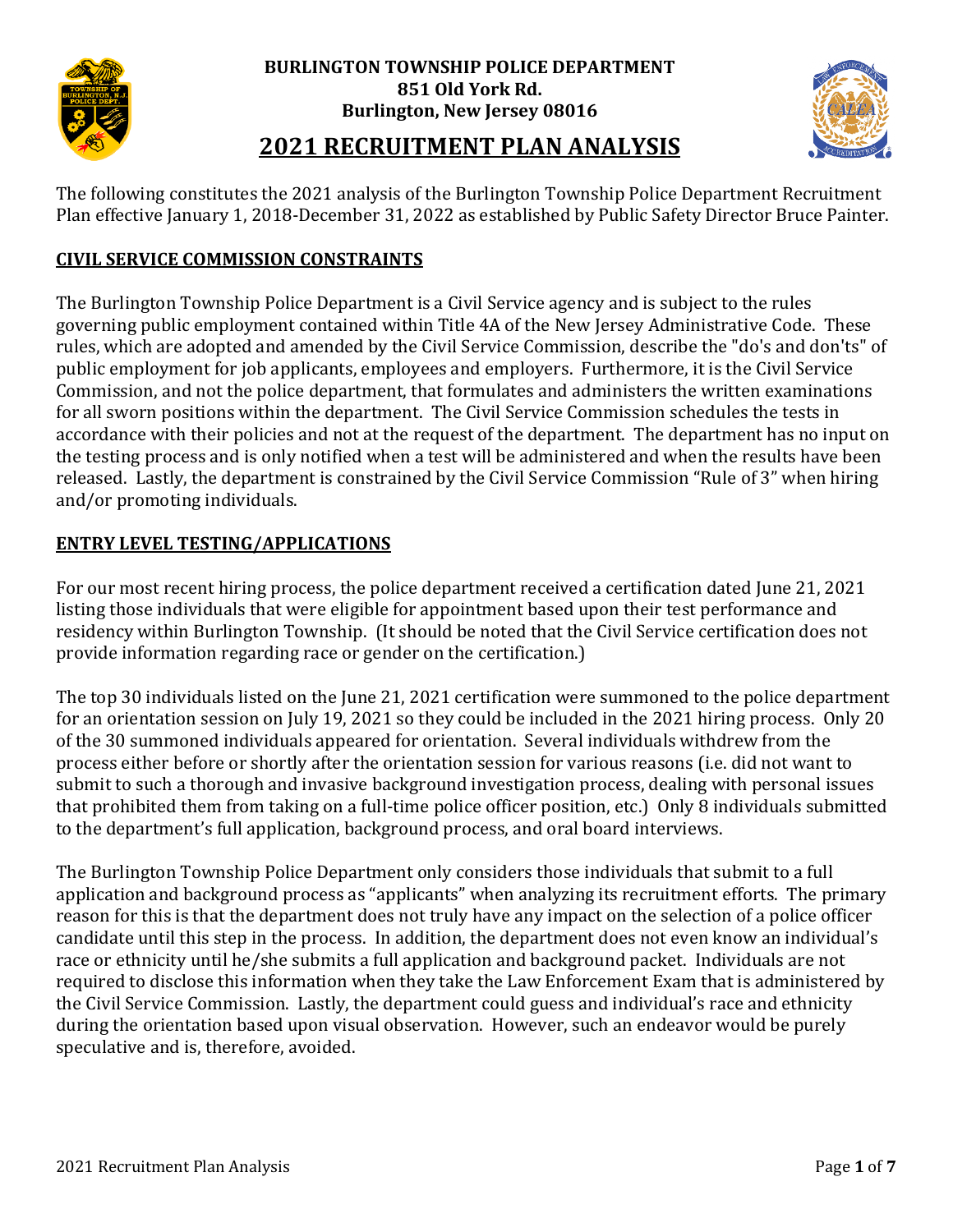**BURLINGTON TOWNSHIP POLICE DEPARTMENT**
**851 Old York Rd.**
**Burlington, New Jersey 08016**

# 2021 RECRUITMENT PLAN ANALYSIS

The following constitutes the 2021 analysis of the Burlington Township Police Department Recruitment Plan effective January 1, 2018-December 31, 2022 as established by Public Safety Director Bruce Painter.

## CIVIL SERVICE COMMISSION CONSTRAINTS

The Burlington Township Police Department is a Civil Service agency and is subject to the rules governing public employment contained within Title 4A of the New Jersey Administrative Code. These rules, which are adopted and amended by the Civil Service Commission, describe the "do's and don'ts" of public employment for job applicants, employees and employers. Furthermore, it is the Civil Service Commission, and not the police department, that formulates and administers the written examinations for all sworn positions within the department. The Civil Service Commission schedules the tests in accordance with their policies and not at the request of the department. The department has no input on the testing process and is only notified when a test will be administered and when the results have been released. Lastly, the department is constrained by the Civil Service Commission "Rule of 3" when hiring and/or promoting individuals.

## ENTRY LEVEL TESTING/APPLICATIONS

For our most recent hiring process, the police department received a certification dated June 21, 2021 listing those individuals that were eligible for appointment based upon their test performance and residency within Burlington Township. (It should be noted that the Civil Service certification does not provide information regarding race or gender on the certification.)

The top 30 individuals listed on the June 21, 2021 certification were summoned to the police department for an orientation session on July 19, 2021 so they could be included in the 2021 hiring process. Only 20 of the 30 summoned individuals appeared for orientation. Several individuals withdrew from the process either before or shortly after the orientation session for various reasons (i.e. did not want to submit to such a thorough and invasive background investigation process, dealing with personal issues that prohibited them from taking on a full-time police officer position, etc.) Only 8 individuals submitted to the department's full application, background process, and oral board interviews.

The Burlington Township Police Department only considers those individuals that submit to a full application and background process as "applicants" when analyzing its recruitment efforts. The primary reason for this is that the department does not truly have any impact on the selection of a police officer candidate until this step in the process. In addition, the department does not even know an individual's race or ethnicity until he/she submits a full application and background packet. Individuals are not required to disclose this information when they take the Law Enforcement Exam that is administered by the Civil Service Commission. Lastly, the department could guess and individual's race and ethnicity during the orientation based upon visual observation. However, such an endeavor would be purely speculative and is, therefore, avoided.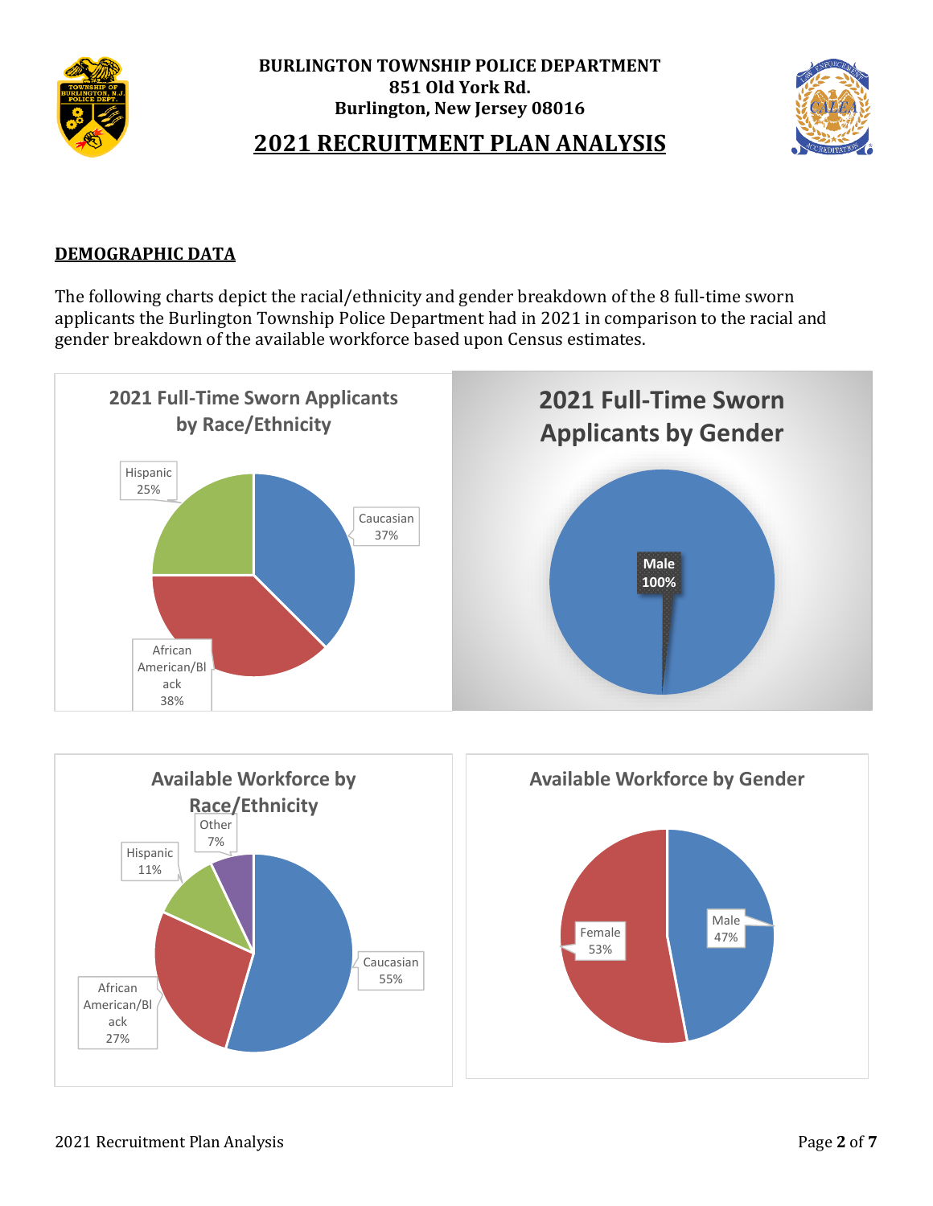# BURLINGTON TOWNSHIP POLICE DEPARTMENT
**851 Old York Rd.**
**Burlington, New Jersey 08016**

## 2021 RECRUITMENT PLAN ANALYSIS

### DEMOGRAPHIC DATA

The following charts depict the racial/ethnicity and gender breakdown of the 8 full-time sworn applicants the Burlington Township Police Department had in 2021 in comparison to the racial and gender breakdown of the available workforce based upon Census estimates.

**2021 Full-Time Sworn Applicants by Race/Ethnicity**

| Race/Ethnicity | Percent |
|---|---|
| Caucasian | 37% |
| African American/Black | 38% |
| Hispanic | 25% |

**2021 Full-Time Sworn Applicants by Gender**

| Gender | Percent |
|---|---|
| Male | 100% |

**Available Workforce by Race/Ethnicity**

| Race/Ethnicity | Percent |
|---|---|
| Caucasian | 55% |
| African American/Black | 27% |
| Hispanic | 11% |
| Other | 7% |

**Available Workforce by Gender**

| Gender | Percent |
|---|---|
| Male | 47% |
| Female | 53% |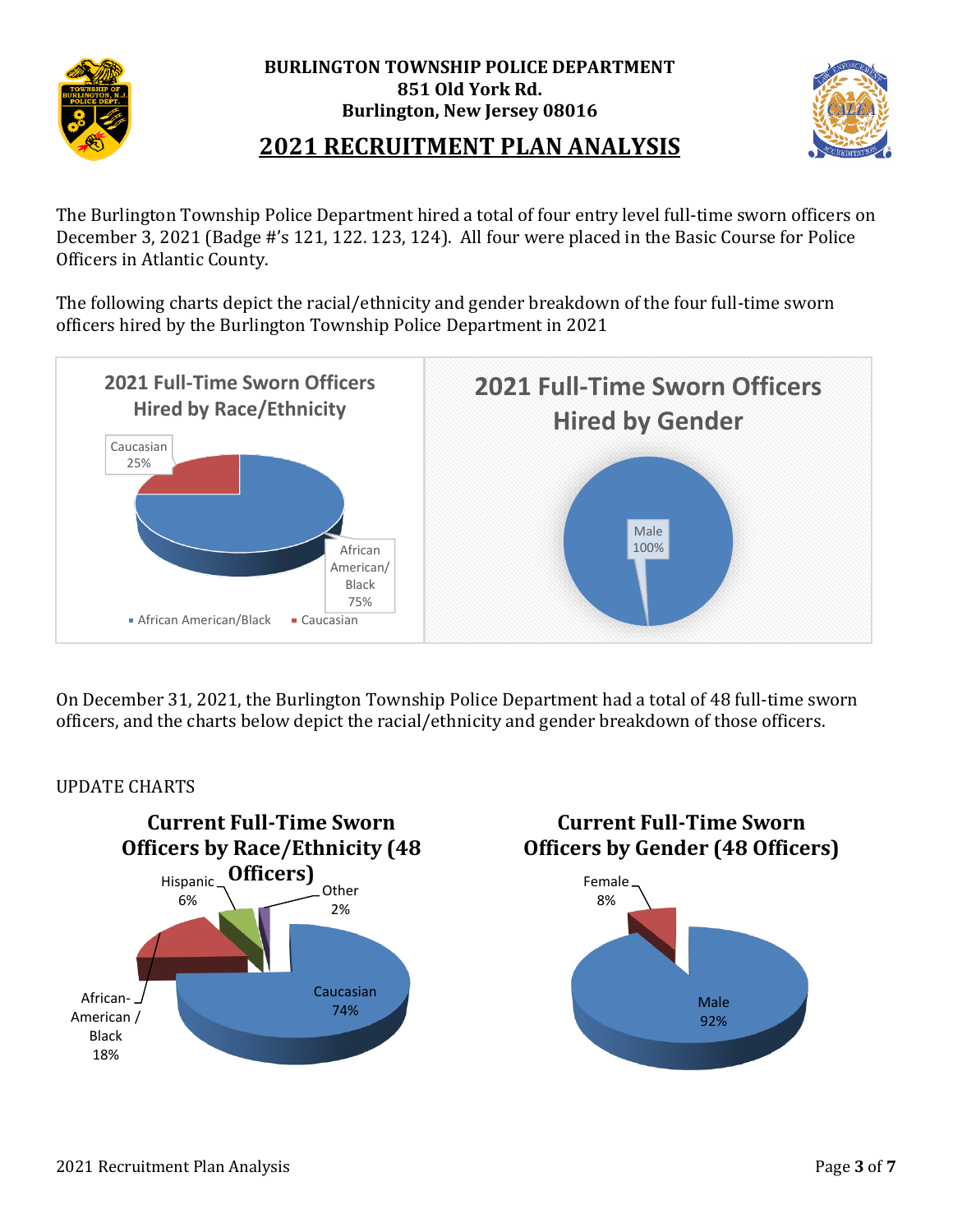**BURLINGTON TOWNSHIP POLICE DEPARTMENT**
**851 Old York Rd.**
**Burlington, New Jersey 08016**

# 2021 RECRUITMENT PLAN ANALYSIS

The Burlington Township Police Department hired a total of four entry level full-time sworn officers on December 3, 2021 (Badge #'s 121, 122. 123, 124). All four were placed in the Basic Course for Police Officers in Atlantic County.

The following charts depict the racial/ethnicity and gender breakdown of the four full-time sworn officers hired by the Burlington Township Police Department in 2021

**2021 Full-Time Sworn Officers Hired by Race/Ethnicity**

| Race/Ethnicity | Percent |
|---|---|
| African American/Black | 75% |
| Caucasian | 25% |

**2021 Full-Time Sworn Officers Hired by Gender**

| Gender | Percent |
|---|---|
| Male | 100% |

On December 31, 2021, the Burlington Township Police Department had a total of 48 full-time sworn officers, and the charts below depict the racial/ethnicity and gender breakdown of those officers.

UPDATE CHARTS

**Current Full-Time Sworn Officers by Race/Ethnicity (48 Officers)**

| Race/Ethnicity | Percent |
|---|---|
| Caucasian | 74% |
| African-American / Black | 18% |
| Hispanic | 6% |
| Other | 2% |

**Current Full-Time Sworn Officers by Gender (48 Officers)**

| Gender | Percent |
|---|---|
| Male | 92% |
| Female | 8% |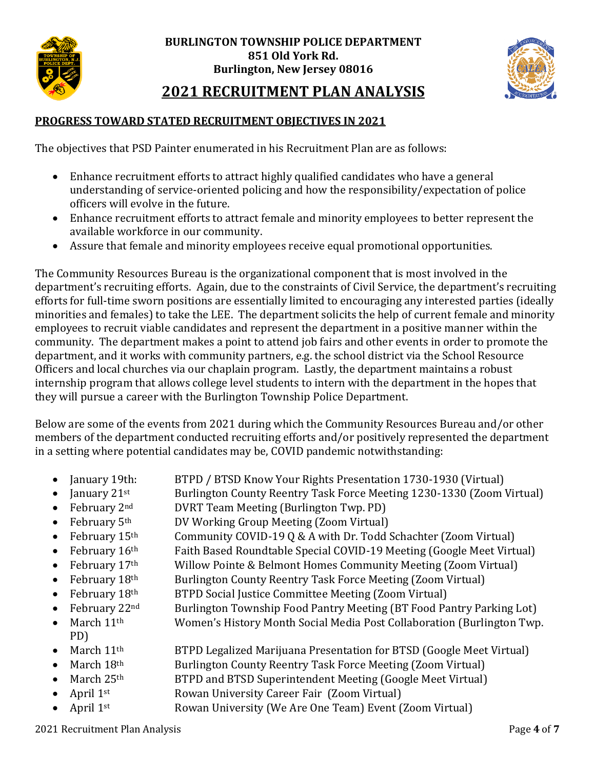**BURLINGTON TOWNSHIP POLICE DEPARTMENT**
**851 Old York Rd.**
**Burlington, New Jersey 08016**

# 2021 RECRUITMENT PLAN ANALYSIS

## PROGRESS TOWARD STATED RECRUITMENT OBJECTIVES IN 2021

The objectives that PSD Painter enumerated in his Recruitment Plan are as follows:

- Enhance recruitment efforts to attract highly qualified candidates who have a general understanding of service-oriented policing and how the responsibility/expectation of police officers will evolve in the future.
- Enhance recruitment efforts to attract female and minority employees to better represent the available workforce in our community.
- Assure that female and minority employees receive equal promotional opportunities.

The Community Resources Bureau is the organizational component that is most involved in the department's recruiting efforts. Again, due to the constraints of Civil Service, the department's recruiting efforts for full-time sworn positions are essentially limited to encouraging any interested parties (ideally minorities and females) to take the LEE. The department solicits the help of current female and minority employees to recruit viable candidates and represent the department in a positive manner within the community. The department makes a point to attend job fairs and other events in order to promote the department, and it works with community partners, e.g. the school district via the School Resource Officers and local churches via our chaplain program. Lastly, the department maintains a robust internship program that allows college level students to intern with the department in the hopes that they will pursue a career with the Burlington Township Police Department.

Below are some of the events from 2021 during which the Community Resources Bureau and/or other members of the department conducted recruiting efforts and/or positively represented the department in a setting where potential candidates may be, COVID pandemic notwithstanding:

- January 19th: BTPD / BTSD Know Your Rights Presentation 1730-1930 (Virtual)
- January 21st Burlington County Reentry Task Force Meeting 1230-1330 (Zoom Virtual)
- February 2nd DVRT Team Meeting (Burlington Twp. PD)
- February 5th DV Working Group Meeting (Zoom Virtual)
- February 15th Community COVID-19 Q & A with Dr. Todd Schachter (Zoom Virtual)
- February 16th Faith Based Roundtable Special COVID-19 Meeting (Google Meet Virtual)
- February 17th Willow Pointe & Belmont Homes Community Meeting (Zoom Virtual)
- February 18th Burlington County Reentry Task Force Meeting (Zoom Virtual)
- February 18th BTPD Social Justice Committee Meeting (Zoom Virtual)
- February 22nd Burlington Township Food Pantry Meeting (BT Food Pantry Parking Lot)
- March 11th Women's History Month Social Media Post Collaboration (Burlington Twp. PD)
- March 11th BTPD Legalized Marijuana Presentation for BTSD (Google Meet Virtual)
- March 18th Burlington County Reentry Task Force Meeting (Zoom Virtual)
- March 25th BTPD and BTSD Superintendent Meeting (Google Meet Virtual)
- April 1st Rowan University Career Fair (Zoom Virtual)
- April 1st Rowan University (We Are One Team) Event (Zoom Virtual)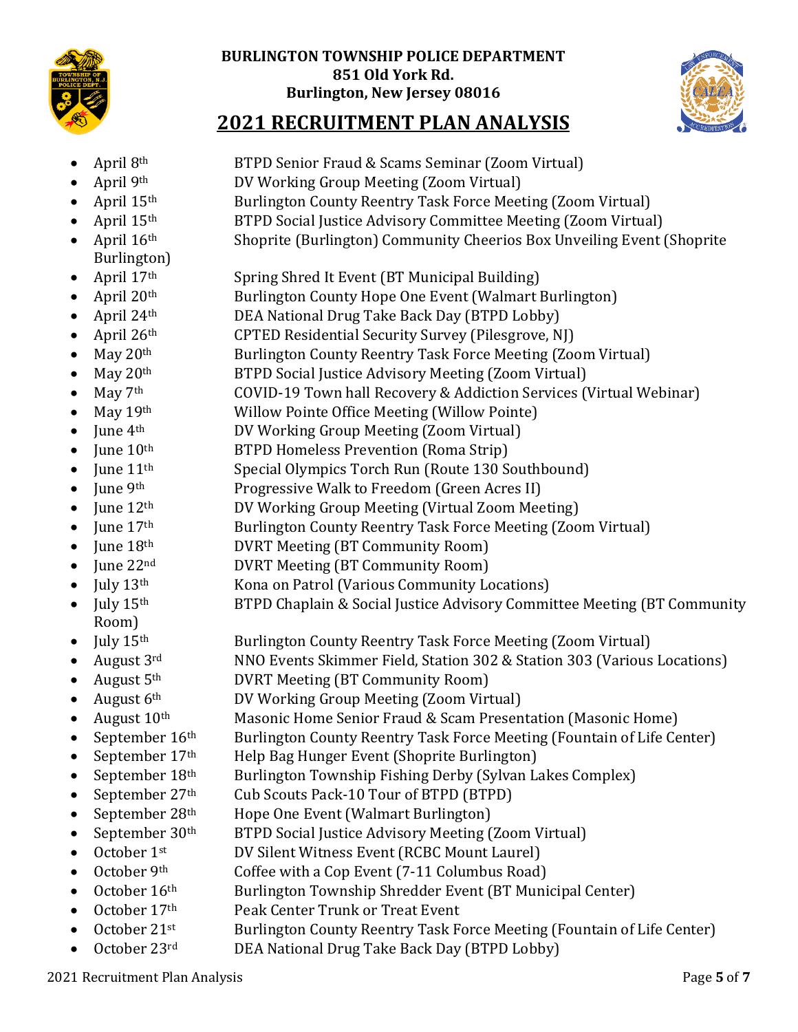**BURLINGTON TOWNSHIP POLICE DEPARTMENT**
**851 Old York Rd.**
**Burlington, New Jersey 08016**

## 2021 RECRUITMENT PLAN ANALYSIS

- April 8th — BTPD Senior Fraud & Scams Seminar (Zoom Virtual)
- April 9th — DV Working Group Meeting (Zoom Virtual)
- April 15th — Burlington County Reentry Task Force Meeting (Zoom Virtual)
- April 15th — BTPD Social Justice Advisory Committee Meeting (Zoom Virtual)
- April 16th — Shoprite (Burlington) Community Cheerios Box Unveiling Event (Shoprite Burlington)
- April 17th — Spring Shred It Event (BT Municipal Building)
- April 20th — Burlington County Hope One Event (Walmart Burlington)
- April 24th — DEA National Drug Take Back Day (BTPD Lobby)
- April 26th — CPTED Residential Security Survey (Pilesgrove, NJ)
- May 20th — Burlington County Reentry Task Force Meeting (Zoom Virtual)
- May 20th — BTPD Social Justice Advisory Meeting (Zoom Virtual)
- May 7th — COVID-19 Town hall Recovery & Addiction Services (Virtual Webinar)
- May 19th — Willow Pointe Office Meeting (Willow Pointe)
- June 4th — DV Working Group Meeting (Zoom Virtual)
- June 10th — BTPD Homeless Prevention (Roma Strip)
- June 11th — Special Olympics Torch Run (Route 130 Southbound)
- June 9th — Progressive Walk to Freedom (Green Acres II)
- June 12th — DV Working Group Meeting (Virtual Zoom Meeting)
- June 17th — Burlington County Reentry Task Force Meeting (Zoom Virtual)
- June 18th — DVRT Meeting (BT Community Room)
- June 22nd — DVRT Meeting (BT Community Room)
- July 13th — Kona on Patrol (Various Community Locations)
- July 15th — BTPD Chaplain & Social Justice Advisory Committee Meeting (BT Community Room)
- July 15th — Burlington County Reentry Task Force Meeting (Zoom Virtual)
- August 3rd — NNO Events Skimmer Field, Station 302 & Station 303 (Various Locations)
- August 5th — DVRT Meeting (BT Community Room)
- August 6th — DV Working Group Meeting (Zoom Virtual)
- August 10th — Masonic Home Senior Fraud & Scam Presentation (Masonic Home)
- September 16th — Burlington County Reentry Task Force Meeting (Fountain of Life Center)
- September 17th — Help Bag Hunger Event (Shoprite Burlington)
- September 18th — Burlington Township Fishing Derby (Sylvan Lakes Complex)
- September 27th — Cub Scouts Pack-10 Tour of BTPD (BTPD)
- September 28th — Hope One Event (Walmart Burlington)
- September 30th — BTPD Social Justice Advisory Meeting (Zoom Virtual)
- October 1st — DV Silent Witness Event (RCBC Mount Laurel)
- October 9th — Coffee with a Cop Event (7-11 Columbus Road)
- October 16th — Burlington Township Shredder Event (BT Municipal Center)
- October 17th — Peak Center Trunk or Treat Event
- October 21st — Burlington County Reentry Task Force Meeting (Fountain of Life Center)
- October 23rd — DEA National Drug Take Back Day (BTPD Lobby)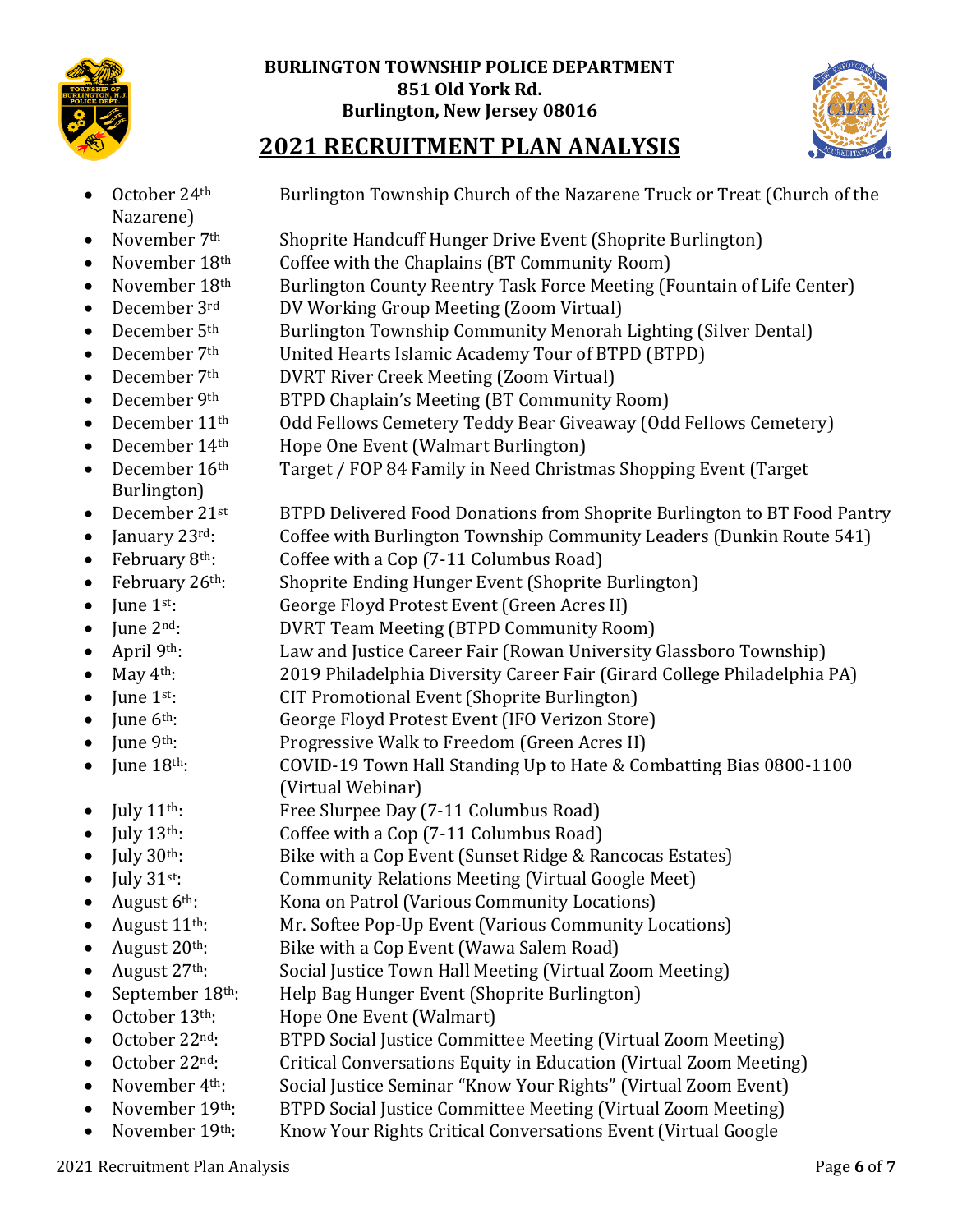**BURLINGTON TOWNSHIP POLICE DEPARTMENT**
**851 Old York Rd.**
**Burlington, New Jersey 08016**

# 2021 RECRUITMENT PLAN ANALYSIS

- October 24th Burlington Township Church of the Nazarene Truck or Treat (Church of the Nazarene)
- November 7th Shoprite Handcuff Hunger Drive Event (Shoprite Burlington)
- November 18th Coffee with the Chaplains (BT Community Room)
- November 18th Burlington County Reentry Task Force Meeting (Fountain of Life Center)
- December 3rd DV Working Group Meeting (Zoom Virtual)
- December 5th Burlington Township Community Menorah Lighting (Silver Dental)
- December 7th United Hearts Islamic Academy Tour of BTPD (BTPD)
- December 7th DVRT River Creek Meeting (Zoom Virtual)
- December 9th BTPD Chaplain's Meeting (BT Community Room)
- December 11th Odd Fellows Cemetery Teddy Bear Giveaway (Odd Fellows Cemetery)
- December 14th Hope One Event (Walmart Burlington)
- December 16th Target / FOP 84 Family in Need Christmas Shopping Event (Target Burlington)
- December 21st BTPD Delivered Food Donations from Shoprite Burlington to BT Food Pantry
- January 23rd: Coffee with Burlington Township Community Leaders (Dunkin Route 541)
- February 8th: Coffee with a Cop (7-11 Columbus Road)
- February 26th: Shoprite Ending Hunger Event (Shoprite Burlington)
- June 1st: George Floyd Protest Event (Green Acres II)
- June 2nd: DVRT Team Meeting (BTPD Community Room)
- April 9th: Law and Justice Career Fair (Rowan University Glassboro Township)
- May 4th: 2019 Philadelphia Diversity Career Fair (Girard College Philadelphia PA)
- June 1st: CIT Promotional Event (Shoprite Burlington)
- June 6th: George Floyd Protest Event (IFO Verizon Store)
- June 9th: Progressive Walk to Freedom (Green Acres II)
- June 18th: COVID-19 Town Hall Standing Up to Hate & Combatting Bias 0800-1100 (Virtual Webinar)
- July 11th: Free Slurpee Day (7-11 Columbus Road)
- July 13th: Coffee with a Cop (7-11 Columbus Road)
- July 30th: Bike with a Cop Event (Sunset Ridge & Rancocas Estates)
- July 31st: Community Relations Meeting (Virtual Google Meet)
- August 6th: Kona on Patrol (Various Community Locations)
- August 11th: Mr. Softee Pop-Up Event (Various Community Locations)
- August 20th: Bike with a Cop Event (Wawa Salem Road)
- August 27th: Social Justice Town Hall Meeting (Virtual Zoom Meeting)
- September 18th: Help Bag Hunger Event (Shoprite Burlington)
- October 13th: Hope One Event (Walmart)
- October 22nd: BTPD Social Justice Committee Meeting (Virtual Zoom Meeting)
- October 22nd: Critical Conversations Equity in Education (Virtual Zoom Meeting)
- November 4th: Social Justice Seminar "Know Your Rights" (Virtual Zoom Event)
- November 19th: BTPD Social Justice Committee Meeting (Virtual Zoom Meeting)
- November 19th: Know Your Rights Critical Conversations Event (Virtual Google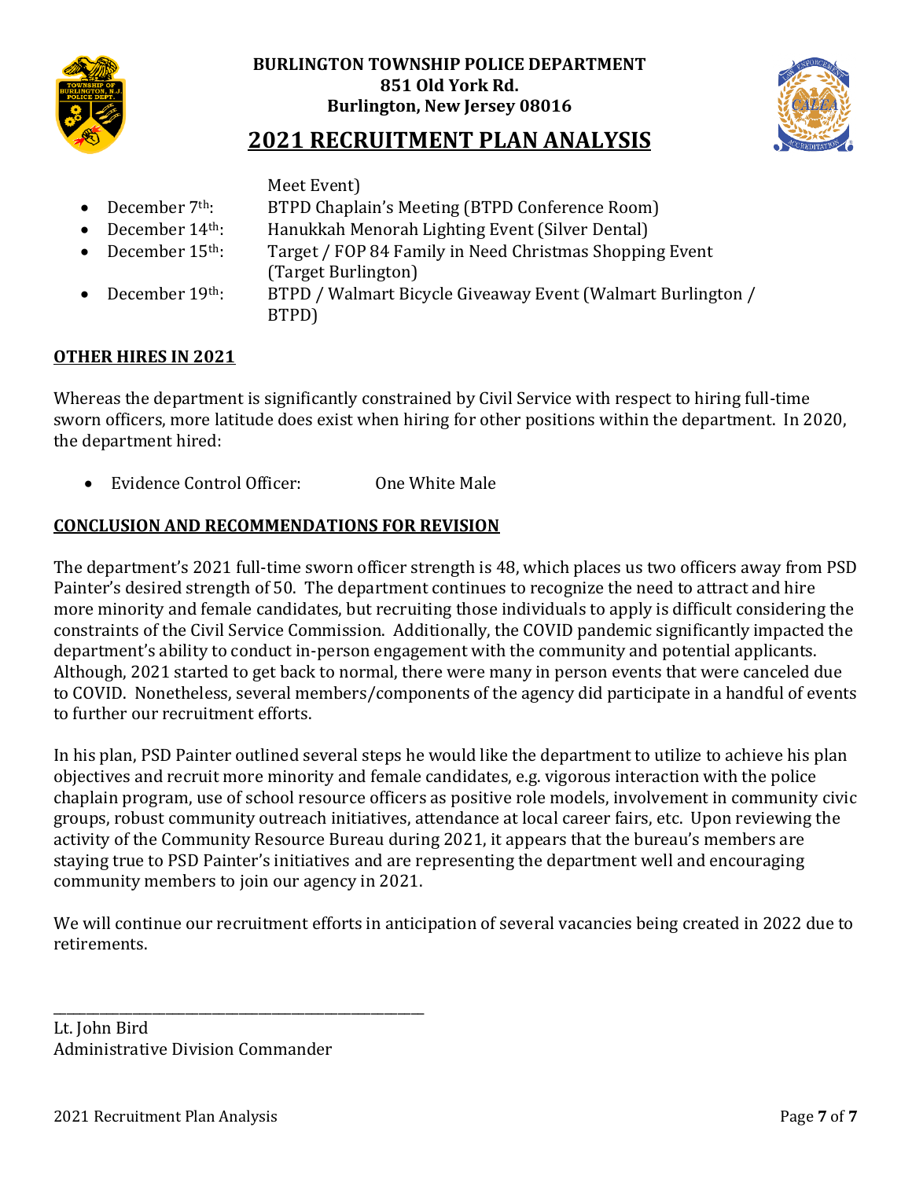Meet Event)

- December 7th: BTPD Chaplain's Meeting (BTPD Conference Room)
- December 14th: Hanukkah Menorah Lighting Event (Silver Dental)
- December 15th: Target / FOP 84 Family in Need Christmas Shopping Event (Target Burlington)
- December 19th: BTPD / Walmart Bicycle Giveaway Event (Walmart Burlington / BTPD)

**OTHER HIRES IN 2021**

Whereas the department is significantly constrained by Civil Service with respect to hiring full-time sworn officers, more latitude does exist when hiring for other positions within the department. In 2020, the department hired:

- Evidence Control Officer: One White Male

**CONCLUSION AND RECOMMENDATIONS FOR REVISION**

The department's 2021 full-time sworn officer strength is 48, which places us two officers away from PSD Painter's desired strength of 50. The department continues to recognize the need to attract and hire more minority and female candidates, but recruiting those individuals to apply is difficult considering the constraints of the Civil Service Commission. Additionally, the COVID pandemic significantly impacted the department's ability to conduct in-person engagement with the community and potential applicants. Although, 2021 started to get back to normal, there were many in person events that were canceled due to COVID. Nonetheless, several members/components of the agency did participate in a handful of events to further our recruitment efforts.

In his plan, PSD Painter outlined several steps he would like the department to utilize to achieve his plan objectives and recruit more minority and female candidates, e.g. vigorous interaction with the police chaplain program, use of school resource officers as positive role models, involvement in community civic groups, robust community outreach initiatives, attendance at local career fairs, etc. Upon reviewing the activity of the Community Resource Bureau during 2021, it appears that the bureau's members are staying true to PSD Painter's initiatives and are representing the department well and encouraging community members to join our agency in 2021.

We will continue our recruitment efforts in anticipation of several vacancies being created in 2022 due to retirements.

\_\_\_\_\_\_\_\_\_\_\_\_\_\_\_\_\_\_\_\_\_\_\_\_\_\_\_\_\_\_\_\_\_\_\_\_\_\_\_\_\_\_\_\_\_\_\_\_\_\_\_\_

Lt. John Bird
Administrative Division Commander